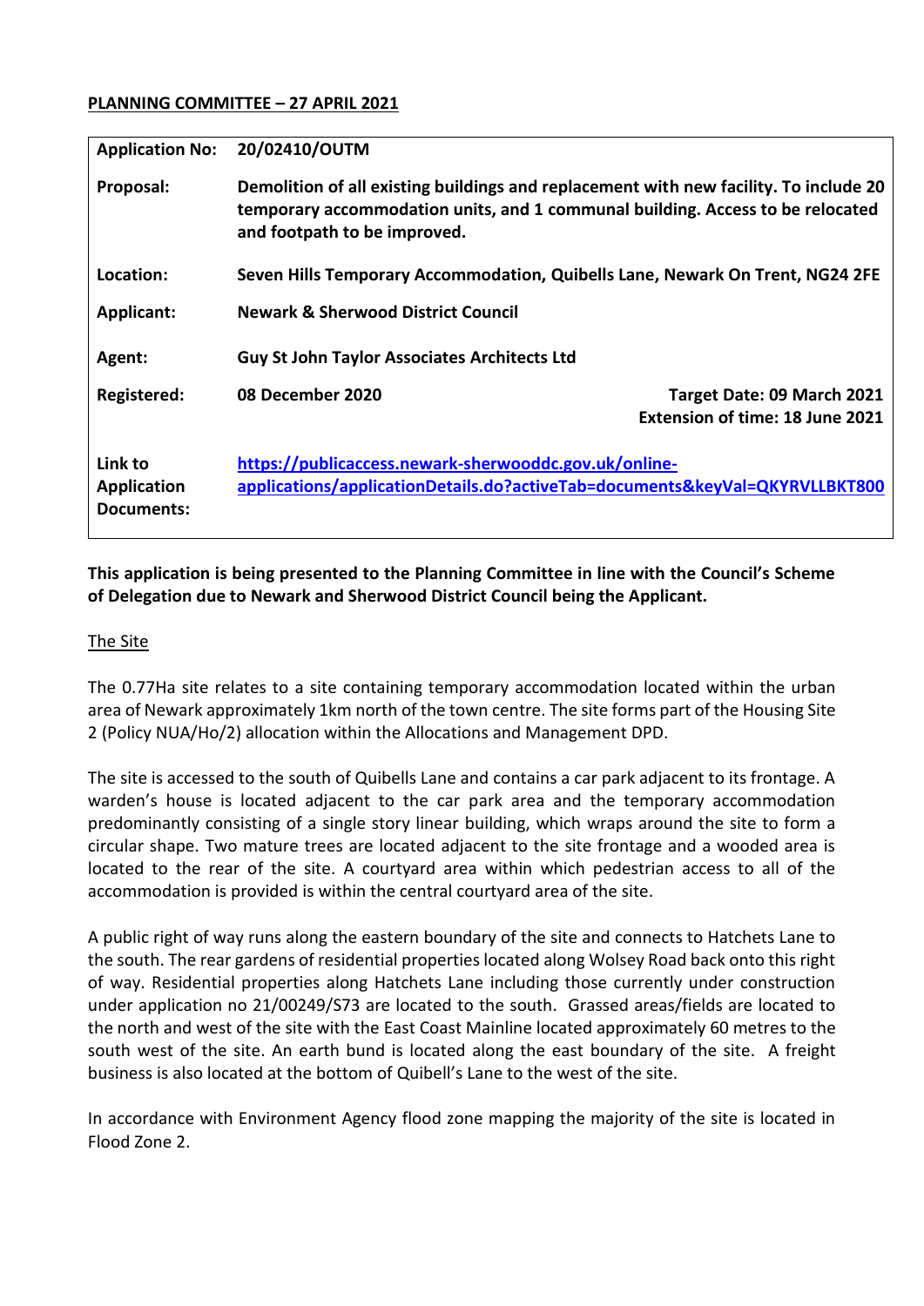**PLANNING COMMITTEE – 27 APRIL 2021**

| | | |
|---|---|---|
| **Application No:** | **20/02410/OUTM** | |
| **Proposal:** | **Demolition of all existing buildings and replacement with new facility. To include 20 temporary accommodation units, and 1 communal building. Access to be relocated and footpath to be improved.** | |
| **Location:** | **Seven Hills Temporary Accommodation, Quibells Lane, Newark On Trent, NG24 2FE** | |
| **Applicant:** | **Newark & Sherwood District Council** | |
| **Agent:** | **Guy St John Taylor Associates Architects Ltd** | |
| **Registered:** | **08 December 2020** | **Target Date: 09 March 2021**<br>**Extension of time: 18 June 2021** |
| **Link to Application Documents:** | **https://publicaccess.newark-sherwooddc.gov.uk/online-applications/applicationDetails.do?activeTab=documents&keyVal=QKYRVLLBKT800** | |

**This application is being presented to the Planning Committee in line with the Council's Scheme of Delegation due to Newark and Sherwood District Council being the Applicant.**

## The Site

The 0.77Ha site relates to a site containing temporary accommodation located within the urban area of Newark approximately 1km north of the town centre. The site forms part of the Housing Site 2 (Policy NUA/Ho/2) allocation within the Allocations and Management DPD.

The site is accessed to the south of Quibells Lane and contains a car park adjacent to its frontage. A warden's house is located adjacent to the car park area and the temporary accommodation predominantly consisting of a single story linear building, which wraps around the site to form a circular shape. Two mature trees are located adjacent to the site frontage and a wooded area is located to the rear of the site. A courtyard area within which pedestrian access to all of the accommodation is provided is within the central courtyard area of the site.

A public right of way runs along the eastern boundary of the site and connects to Hatchets Lane to the south. The rear gardens of residential properties located along Wolsey Road back onto this right of way. Residential properties along Hatchets Lane including those currently under construction under application no 21/00249/S73 are located to the south. Grassed areas/fields are located to the north and west of the site with the East Coast Mainline located approximately 60 metres to the south west of the site. An earth bund is located along the east boundary of the site. A freight business is also located at the bottom of Quibell's Lane to the west of the site.

In accordance with Environment Agency flood zone mapping the majority of the site is located in Flood Zone 2.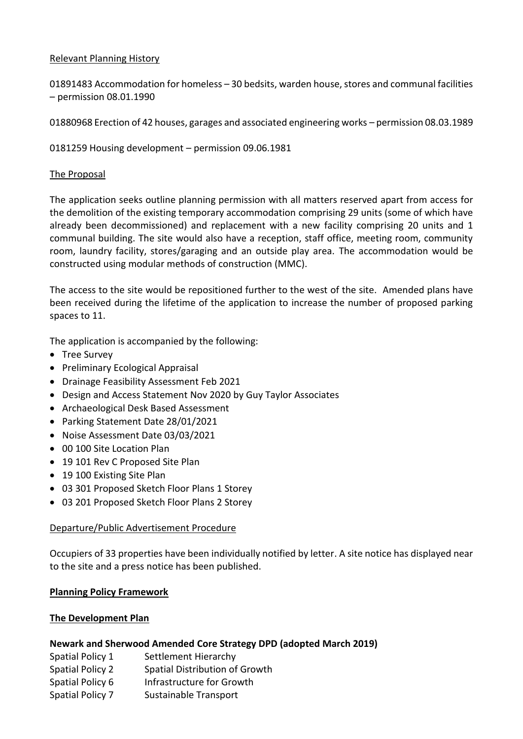Relevant Planning History

01891483 Accommodation for homeless – 30 bedsits, warden house, stores and communal facilities – permission 08.01.1990

01880968 Erection of 42 houses, garages and associated engineering works – permission 08.03.1989

0181259 Housing development – permission 09.06.1981

The Proposal

The application seeks outline planning permission with all matters reserved apart from access for the demolition of the existing temporary accommodation comprising 29 units (some of which have already been decommissioned) and replacement with a new facility comprising 20 units and 1 communal building. The site would also have a reception, staff office, meeting room, community room, laundry facility, stores/garaging and an outside play area. The accommodation would be constructed using modular methods of construction (MMC).

The access to the site would be repositioned further to the west of the site. Amended plans have been received during the lifetime of the application to increase the number of proposed parking spaces to 11.

The application is accompanied by the following:

- Tree Survey
- Preliminary Ecological Appraisal
- Drainage Feasibility Assessment Feb 2021
- Design and Access Statement Nov 2020 by Guy Taylor Associates
- Archaeological Desk Based Assessment
- Parking Statement Date 28/01/2021
- Noise Assessment Date 03/03/2021
- 00 100 Site Location Plan
- 19 101 Rev C Proposed Site Plan
- 19 100 Existing Site Plan
- 03 301 Proposed Sketch Floor Plans 1 Storey
- 03 201 Proposed Sketch Floor Plans 2 Storey

Departure/Public Advertisement Procedure

Occupiers of 33 properties have been individually notified by letter. A site notice has displayed near to the site and a press notice has been published.

**Planning Policy Framework**

**The Development Plan**

**Newark and Sherwood Amended Core Strategy DPD (adopted March 2019)**

Spatial Policy 1 Settlement Hierarchy
Spatial Policy 2 Spatial Distribution of Growth
Spatial Policy 6 Infrastructure for Growth
Spatial Policy 7 Sustainable Transport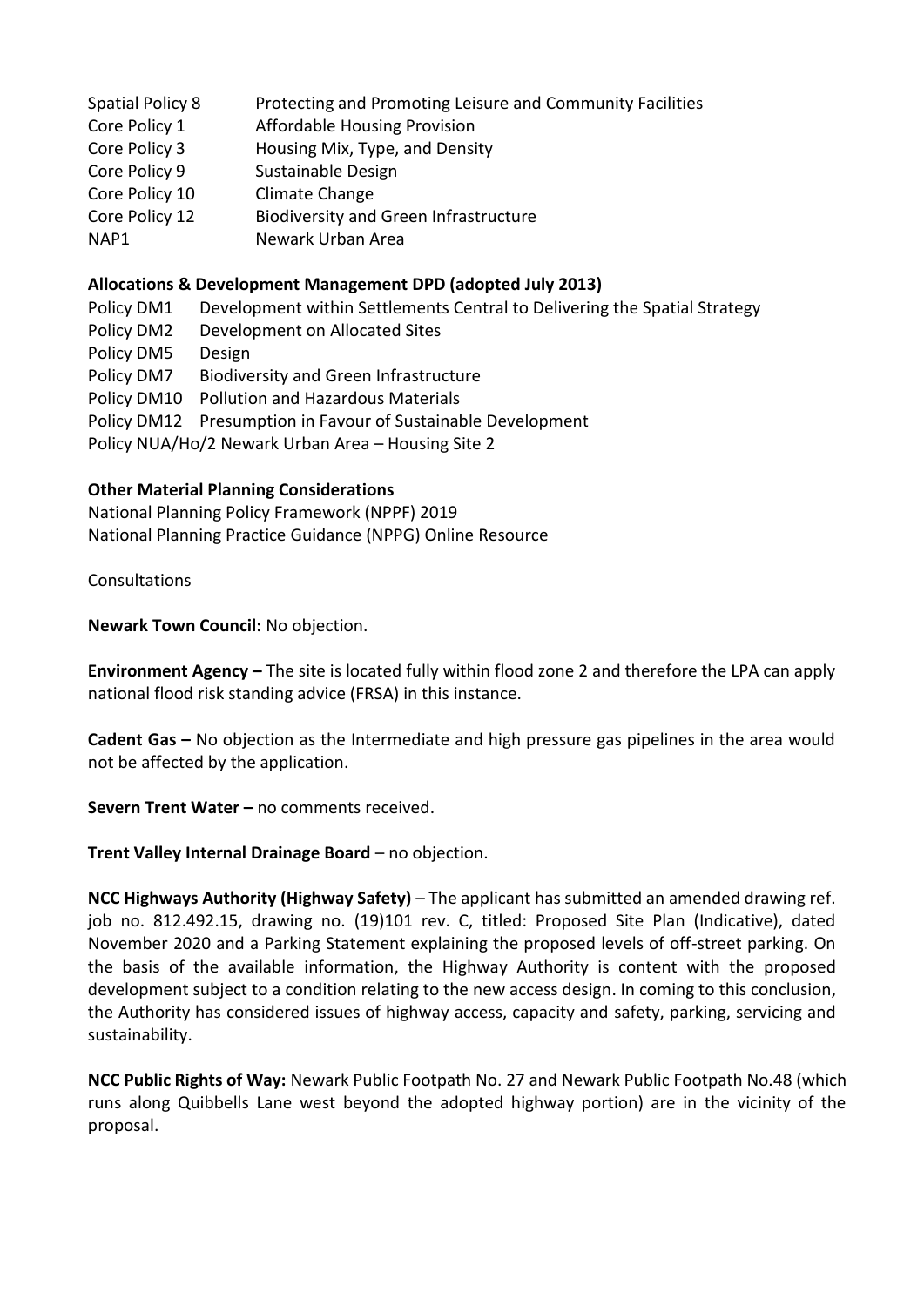Spatial Policy 8 Protecting and Promoting Leisure and Community Facilities
Core Policy 1 Affordable Housing Provision
Core Policy 3 Housing Mix, Type, and Density
Core Policy 9 Sustainable Design
Core Policy 10 Climate Change
Core Policy 12 Biodiversity and Green Infrastructure
NAP1 Newark Urban Area

**Allocations & Development Management DPD (adopted July 2013)**

Policy DM1 Development within Settlements Central to Delivering the Spatial Strategy
Policy DM2 Development on Allocated Sites
Policy DM5 Design
Policy DM7 Biodiversity and Green Infrastructure
Policy DM10 Pollution and Hazardous Materials
Policy DM12 Presumption in Favour of Sustainable Development
Policy NUA/Ho/2 Newark Urban Area – Housing Site 2

**Other Material Planning Considerations**

National Planning Policy Framework (NPPF) 2019
National Planning Practice Guidance (NPPG) Online Resource

Consultations

**Newark Town Council:** No objection.

**Environment Agency –** The site is located fully within flood zone 2 and therefore the LPA can apply national flood risk standing advice (FRSA) in this instance.

**Cadent Gas –** No objection as the Intermediate and high pressure gas pipelines in the area would not be affected by the application.

**Severn Trent Water –** no comments received.

**Trent Valley Internal Drainage Board** – no objection.

**NCC Highways Authority (Highway Safety)** – The applicant has submitted an amended drawing ref. job no. 812.492.15, drawing no. (19)101 rev. C, titled: Proposed Site Plan (Indicative), dated November 2020 and a Parking Statement explaining the proposed levels of off-street parking. On the basis of the available information, the Highway Authority is content with the proposed development subject to a condition relating to the new access design. In coming to this conclusion, the Authority has considered issues of highway access, capacity and safety, parking, servicing and sustainability.

**NCC Public Rights of Way:** Newark Public Footpath No. 27 and Newark Public Footpath No.48 (which runs along Quibbells Lane west beyond the adopted highway portion) are in the vicinity of the proposal.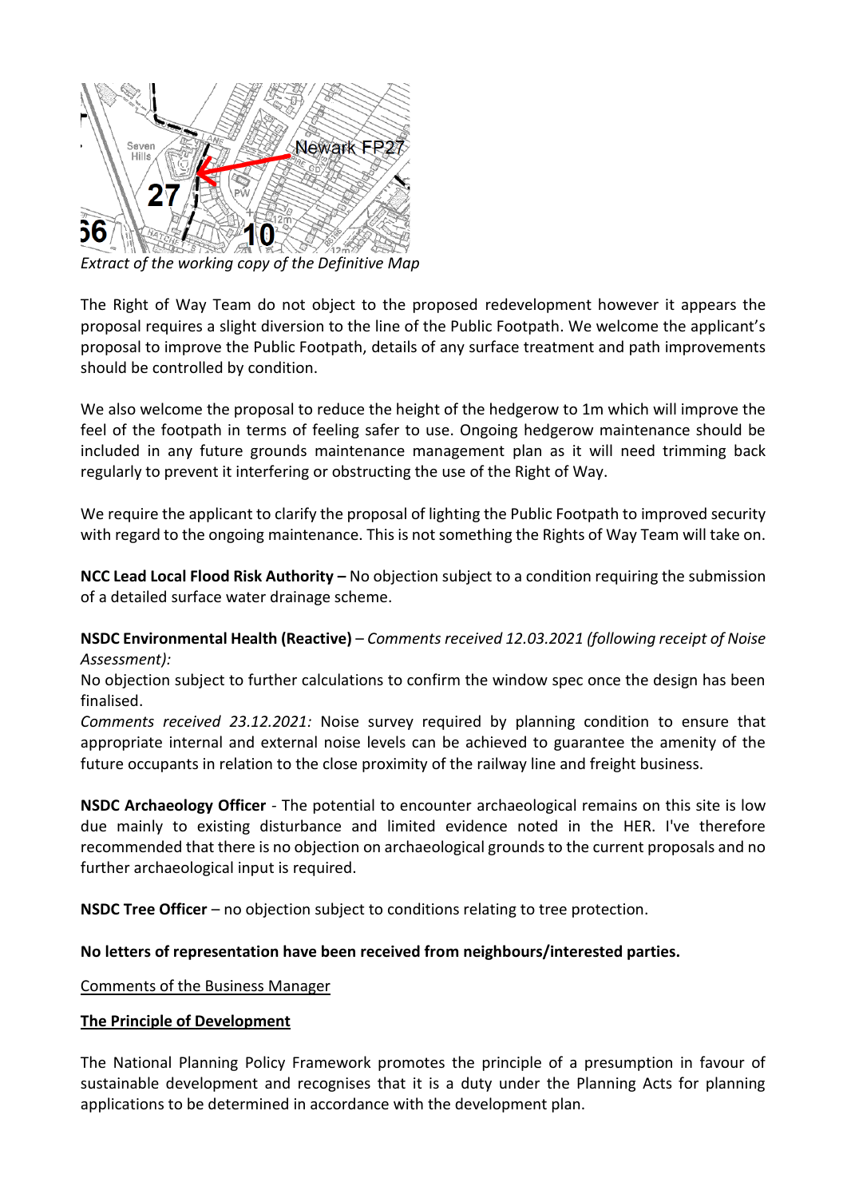*Extract of the working copy of the Definitive Map*

The Right of Way Team do not object to the proposed redevelopment however it appears the proposal requires a slight diversion to the line of the Public Footpath. We welcome the applicant's proposal to improve the Public Footpath, details of any surface treatment and path improvements should be controlled by condition.

We also welcome the proposal to reduce the height of the hedgerow to 1m which will improve the feel of the footpath in terms of feeling safer to use. Ongoing hedgerow maintenance should be included in any future grounds maintenance management plan as it will need trimming back regularly to prevent it interfering or obstructing the use of the Right of Way.

We require the applicant to clarify the proposal of lighting the Public Footpath to improved security with regard to the ongoing maintenance. This is not something the Rights of Way Team will take on.

**NCC Lead Local Flood Risk Authority –** No objection subject to a condition requiring the submission of a detailed surface water drainage scheme.

**NSDC Environmental Health (Reactive)** – *Comments received 12.03.2021 (following receipt of Noise Assessment):*

No objection subject to further calculations to confirm the window spec once the design has been finalised.

*Comments received 23.12.2021:* Noise survey required by planning condition to ensure that appropriate internal and external noise levels can be achieved to guarantee the amenity of the future occupants in relation to the close proximity of the railway line and freight business.

**NSDC Archaeology Officer** - The potential to encounter archaeological remains on this site is low due mainly to existing disturbance and limited evidence noted in the HER. I've therefore recommended that there is no objection on archaeological grounds to the current proposals and no further archaeological input is required.

**NSDC Tree Officer** – no objection subject to conditions relating to tree protection.

**No letters of representation have been received from neighbours/interested parties.**

Comments of the Business Manager

**The Principle of Development**

The National Planning Policy Framework promotes the principle of a presumption in favour of sustainable development and recognises that it is a duty under the Planning Acts for planning applications to be determined in accordance with the development plan.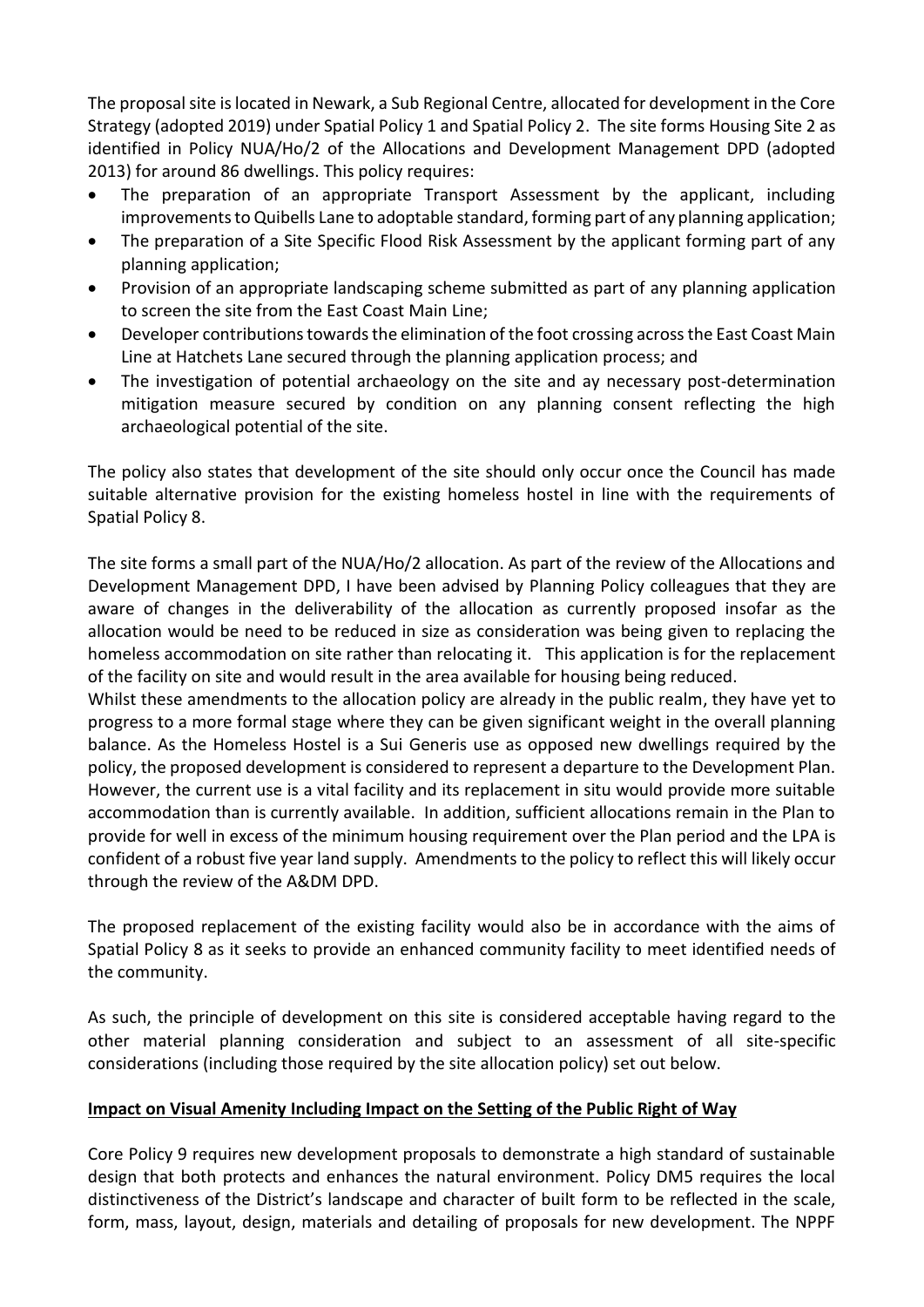The proposal site is located in Newark, a Sub Regional Centre, allocated for development in the Core Strategy (adopted 2019) under Spatial Policy 1 and Spatial Policy 2. The site forms Housing Site 2 as identified in Policy NUA/Ho/2 of the Allocations and Development Management DPD (adopted 2013) for around 86 dwellings. This policy requires:

- The preparation of an appropriate Transport Assessment by the applicant, including improvements to Quibells Lane to adoptable standard, forming part of any planning application;
- The preparation of a Site Specific Flood Risk Assessment by the applicant forming part of any planning application;
- Provision of an appropriate landscaping scheme submitted as part of any planning application to screen the site from the East Coast Main Line;
- Developer contributions towards the elimination of the foot crossing across the East Coast Main Line at Hatchets Lane secured through the planning application process; and
- The investigation of potential archaeology on the site and ay necessary post-determination mitigation measure secured by condition on any planning consent reflecting the high archaeological potential of the site.

The policy also states that development of the site should only occur once the Council has made suitable alternative provision for the existing homeless hostel in line with the requirements of Spatial Policy 8.

The site forms a small part of the NUA/Ho/2 allocation. As part of the review of the Allocations and Development Management DPD, I have been advised by Planning Policy colleagues that they are aware of changes in the deliverability of the allocation as currently proposed insofar as the allocation would be need to be reduced in size as consideration was being given to replacing the homeless accommodation on site rather than relocating it. This application is for the replacement of the facility on site and would result in the area available for housing being reduced.

Whilst these amendments to the allocation policy are already in the public realm, they have yet to progress to a more formal stage where they can be given significant weight in the overall planning balance. As the Homeless Hostel is a Sui Generis use as opposed new dwellings required by the policy, the proposed development is considered to represent a departure to the Development Plan. However, the current use is a vital facility and its replacement in situ would provide more suitable accommodation than is currently available. In addition, sufficient allocations remain in the Plan to provide for well in excess of the minimum housing requirement over the Plan period and the LPA is confident of a robust five year land supply. Amendments to the policy to reflect this will likely occur through the review of the A&DM DPD.

The proposed replacement of the existing facility would also be in accordance with the aims of Spatial Policy 8 as it seeks to provide an enhanced community facility to meet identified needs of the community.

As such, the principle of development on this site is considered acceptable having regard to the other material planning consideration and subject to an assessment of all site-specific considerations (including those required by the site allocation policy) set out below.

**Impact on Visual Amenity Including Impact on the Setting of the Public Right of Way**

Core Policy 9 requires new development proposals to demonstrate a high standard of sustainable design that both protects and enhances the natural environment. Policy DM5 requires the local distinctiveness of the District's landscape and character of built form to be reflected in the scale, form, mass, layout, design, materials and detailing of proposals for new development. The NPPF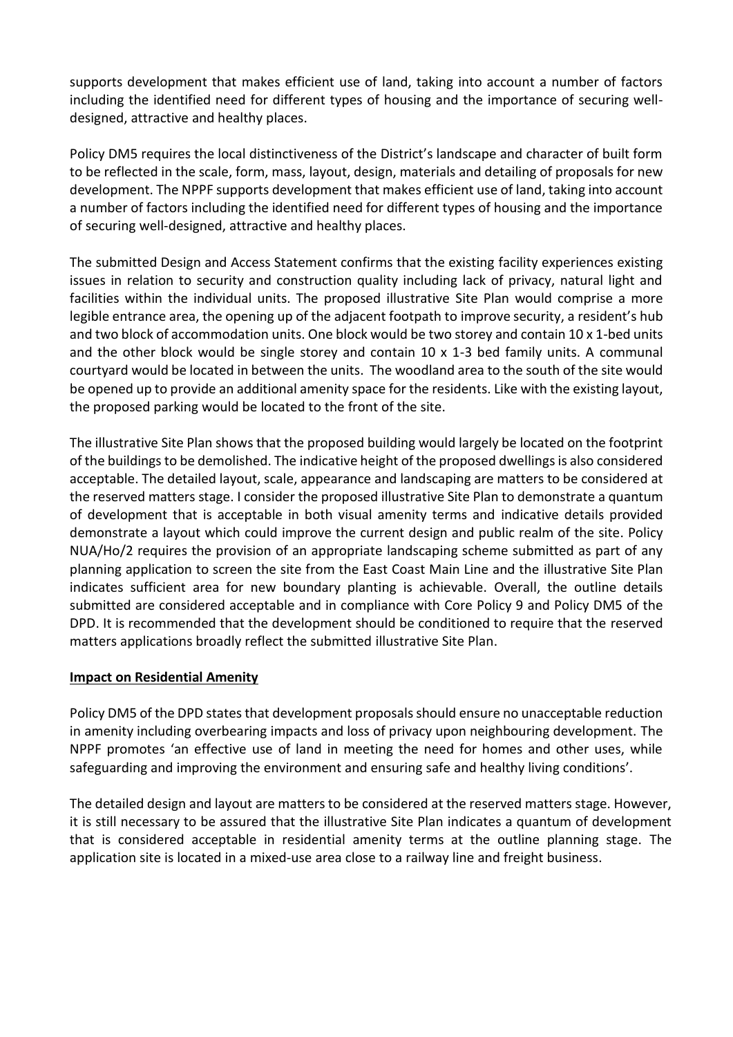supports development that makes efficient use of land, taking into account a number of factors including the identified need for different types of housing and the importance of securing well-designed, attractive and healthy places.

Policy DM5 requires the local distinctiveness of the District's landscape and character of built form to be reflected in the scale, form, mass, layout, design, materials and detailing of proposals for new development. The NPPF supports development that makes efficient use of land, taking into account a number of factors including the identified need for different types of housing and the importance of securing well-designed, attractive and healthy places.

The submitted Design and Access Statement confirms that the existing facility experiences existing issues in relation to security and construction quality including lack of privacy, natural light and facilities within the individual units. The proposed illustrative Site Plan would comprise a more legible entrance area, the opening up of the adjacent footpath to improve security, a resident's hub and two block of accommodation units. One block would be two storey and contain 10 x 1-bed units and the other block would be single storey and contain 10 x 1-3 bed family units. A communal courtyard would be located in between the units. The woodland area to the south of the site would be opened up to provide an additional amenity space for the residents. Like with the existing layout, the proposed parking would be located to the front of the site.

The illustrative Site Plan shows that the proposed building would largely be located on the footprint of the buildings to be demolished. The indicative height of the proposed dwellings is also considered acceptable. The detailed layout, scale, appearance and landscaping are matters to be considered at the reserved matters stage. I consider the proposed illustrative Site Plan to demonstrate a quantum of development that is acceptable in both visual amenity terms and indicative details provided demonstrate a layout which could improve the current design and public realm of the site. Policy NUA/Ho/2 requires the provision of an appropriate landscaping scheme submitted as part of any planning application to screen the site from the East Coast Main Line and the illustrative Site Plan indicates sufficient area for new boundary planting is achievable. Overall, the outline details submitted are considered acceptable and in compliance with Core Policy 9 and Policy DM5 of the DPD. It is recommended that the development should be conditioned to require that the reserved matters applications broadly reflect the submitted illustrative Site Plan.

**Impact on Residential Amenity**

Policy DM5 of the DPD states that development proposals should ensure no unacceptable reduction in amenity including overbearing impacts and loss of privacy upon neighbouring development. The NPPF promotes 'an effective use of land in meeting the need for homes and other uses, while safeguarding and improving the environment and ensuring safe and healthy living conditions'.

The detailed design and layout are matters to be considered at the reserved matters stage. However, it is still necessary to be assured that the illustrative Site Plan indicates a quantum of development that is considered acceptable in residential amenity terms at the outline planning stage. The application site is located in a mixed-use area close to a railway line and freight business.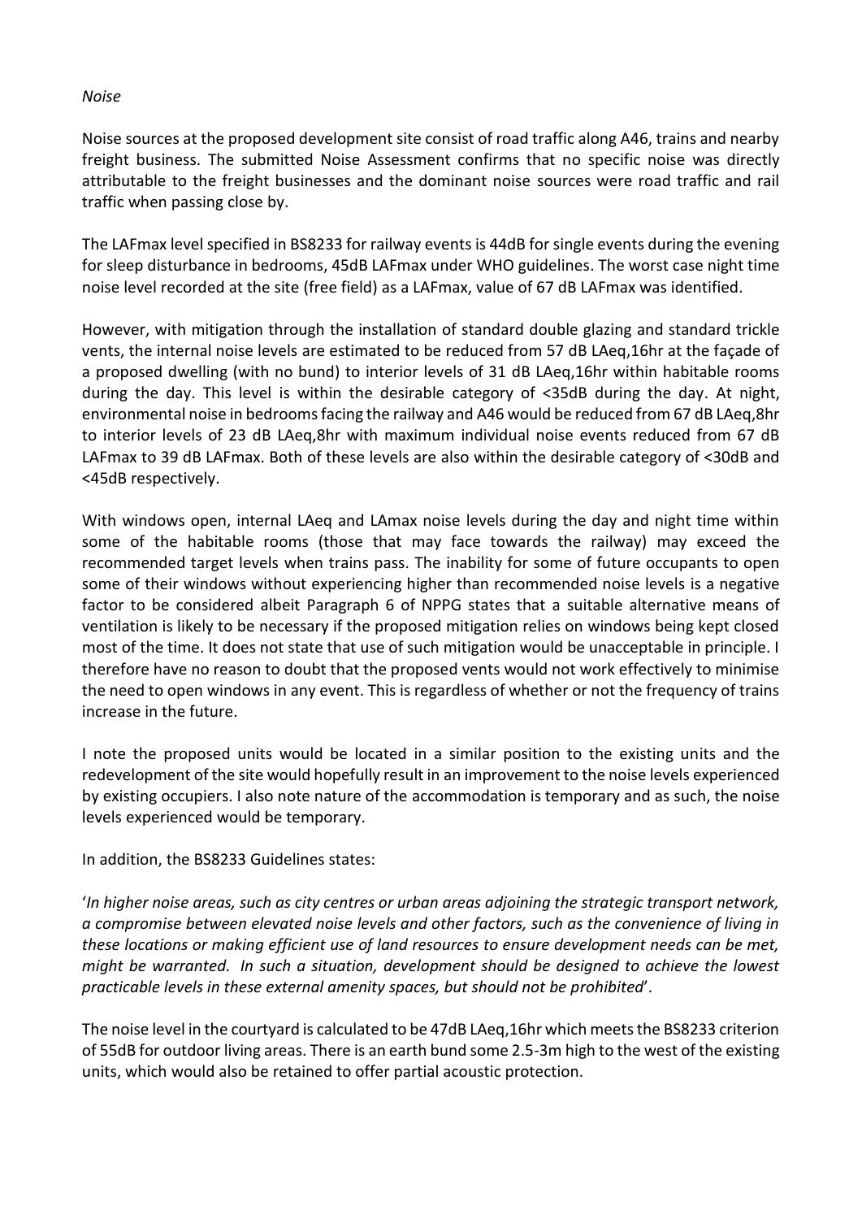*Noise*

Noise sources at the proposed development site consist of road traffic along A46, trains and nearby freight business. The submitted Noise Assessment confirms that no specific noise was directly attributable to the freight businesses and the dominant noise sources were road traffic and rail traffic when passing close by.

The LAFmax level specified in BS8233 for railway events is 44dB for single events during the evening for sleep disturbance in bedrooms, 45dB LAFmax under WHO guidelines. The worst case night time noise level recorded at the site (free field) as a LAFmax, value of 67 dB LAFmax was identified.

However, with mitigation through the installation of standard double glazing and standard trickle vents, the internal noise levels are estimated to be reduced from 57 dB LAeq,16hr at the façade of a proposed dwelling (with no bund) to interior levels of 31 dB LAeq,16hr within habitable rooms during the day. This level is within the desirable category of <35dB during the day. At night, environmental noise in bedrooms facing the railway and A46 would be reduced from 67 dB LAeq,8hr to interior levels of 23 dB LAeq,8hr with maximum individual noise events reduced from 67 dB LAFmax to 39 dB LAFmax. Both of these levels are also within the desirable category of <30dB and <45dB respectively.

With windows open, internal LAeq and LAmax noise levels during the day and night time within some of the habitable rooms (those that may face towards the railway) may exceed the recommended target levels when trains pass. The inability for some of future occupants to open some of their windows without experiencing higher than recommended noise levels is a negative factor to be considered albeit Paragraph 6 of NPPG states that a suitable alternative means of ventilation is likely to be necessary if the proposed mitigation relies on windows being kept closed most of the time. It does not state that use of such mitigation would be unacceptable in principle. I therefore have no reason to doubt that the proposed vents would not work effectively to minimise the need to open windows in any event. This is regardless of whether or not the frequency of trains increase in the future.

I note the proposed units would be located in a similar position to the existing units and the redevelopment of the site would hopefully result in an improvement to the noise levels experienced by existing occupiers. I also note nature of the accommodation is temporary and as such, the noise levels experienced would be temporary.

In addition, the BS8233 Guidelines states:

'*In higher noise areas, such as city centres or urban areas adjoining the strategic transport network, a compromise between elevated noise levels and other factors, such as the convenience of living in these locations or making efficient use of land resources to ensure development needs can be met, might be warranted. In such a situation, development should be designed to achieve the lowest practicable levels in these external amenity spaces, but should not be prohibited*'.

The noise level in the courtyard is calculated to be 47dB LAeq,16hr which meets the BS8233 criterion of 55dB for outdoor living areas. There is an earth bund some 2.5-3m high to the west of the existing units, which would also be retained to offer partial acoustic protection.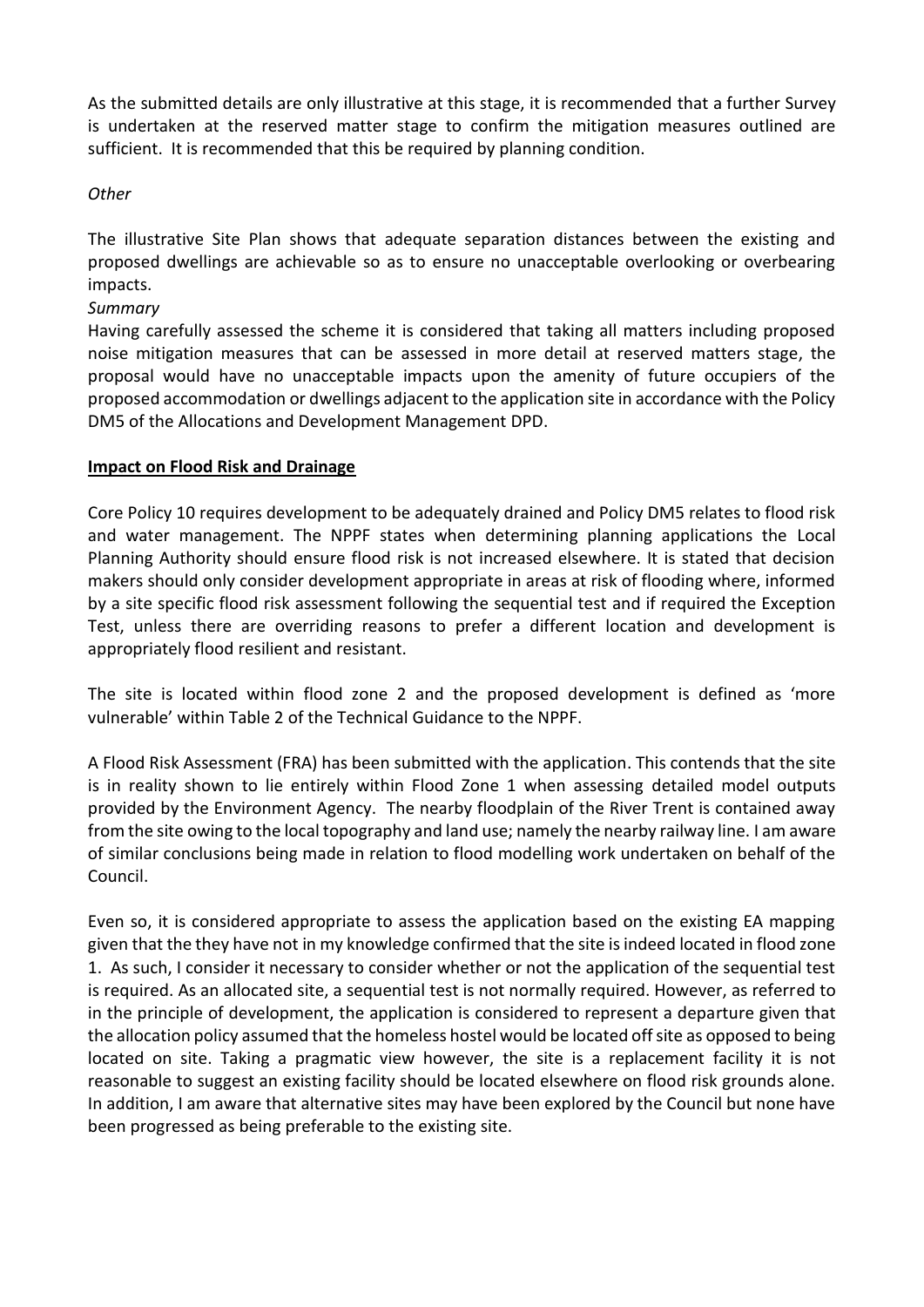As the submitted details are only illustrative at this stage, it is recommended that a further Survey is undertaken at the reserved matter stage to confirm the mitigation measures outlined are sufficient. It is recommended that this be required by planning condition.

*Other*

The illustrative Site Plan shows that adequate separation distances between the existing and proposed dwellings are achievable so as to ensure no unacceptable overlooking or overbearing impacts.

*Summary*

Having carefully assessed the scheme it is considered that taking all matters including proposed noise mitigation measures that can be assessed in more detail at reserved matters stage, the proposal would have no unacceptable impacts upon the amenity of future occupiers of the proposed accommodation or dwellings adjacent to the application site in accordance with the Policy DM5 of the Allocations and Development Management DPD.

**Impact on Flood Risk and Drainage**

Core Policy 10 requires development to be adequately drained and Policy DM5 relates to flood risk and water management. The NPPF states when determining planning applications the Local Planning Authority should ensure flood risk is not increased elsewhere. It is stated that decision makers should only consider development appropriate in areas at risk of flooding where, informed by a site specific flood risk assessment following the sequential test and if required the Exception Test, unless there are overriding reasons to prefer a different location and development is appropriately flood resilient and resistant.

The site is located within flood zone 2 and the proposed development is defined as 'more vulnerable' within Table 2 of the Technical Guidance to the NPPF.

A Flood Risk Assessment (FRA) has been submitted with the application. This contends that the site is in reality shown to lie entirely within Flood Zone 1 when assessing detailed model outputs provided by the Environment Agency. The nearby floodplain of the River Trent is contained away from the site owing to the local topography and land use; namely the nearby railway line. I am aware of similar conclusions being made in relation to flood modelling work undertaken on behalf of the Council.

Even so, it is considered appropriate to assess the application based on the existing EA mapping given that the they have not in my knowledge confirmed that the site is indeed located in flood zone 1. As such, I consider it necessary to consider whether or not the application of the sequential test is required. As an allocated site, a sequential test is not normally required. However, as referred to in the principle of development, the application is considered to represent a departure given that the allocation policy assumed that the homeless hostel would be located off site as opposed to being located on site. Taking a pragmatic view however, the site is a replacement facility it is not reasonable to suggest an existing facility should be located elsewhere on flood risk grounds alone. In addition, I am aware that alternative sites may have been explored by the Council but none have been progressed as being preferable to the existing site.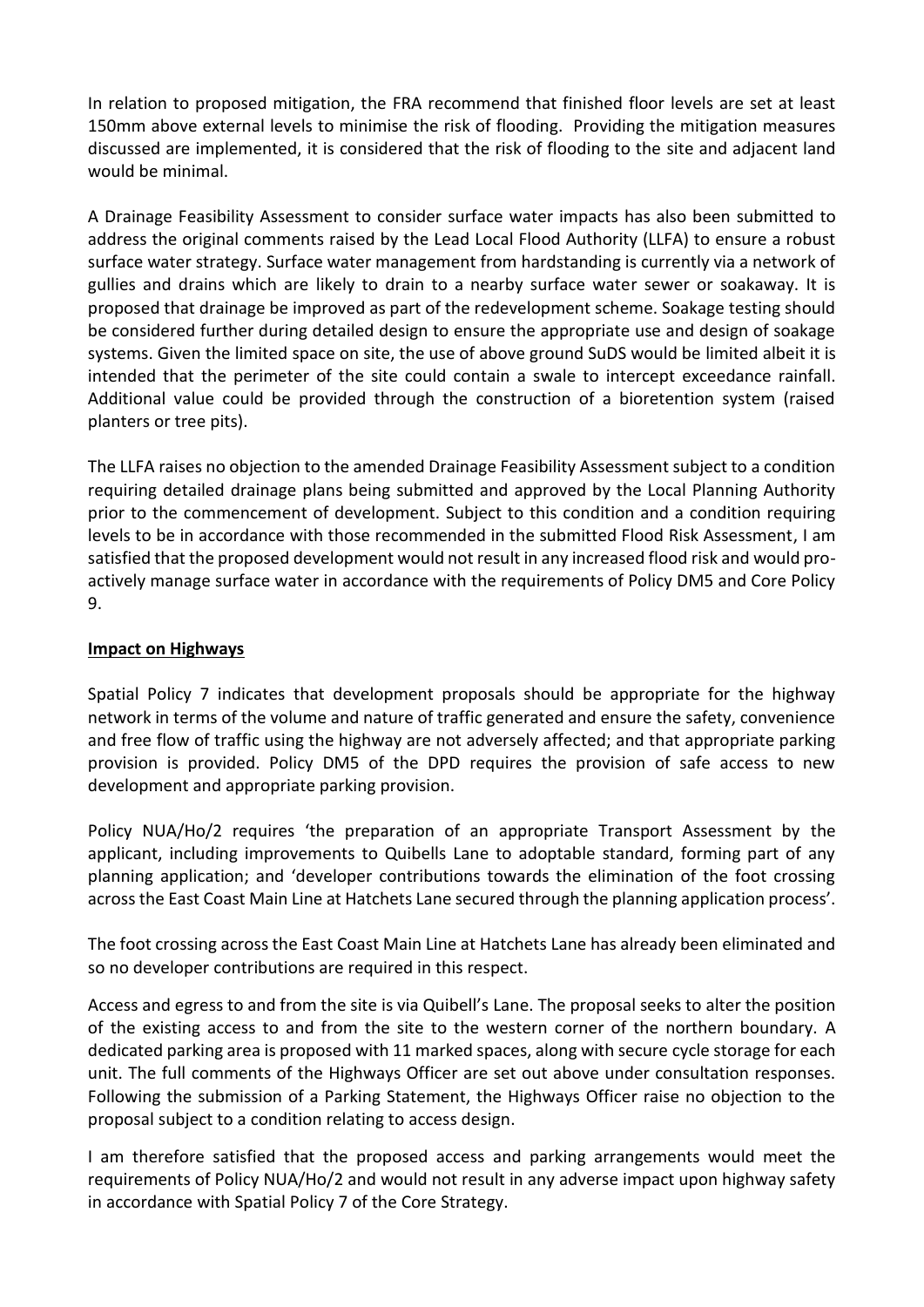In relation to proposed mitigation, the FRA recommend that finished floor levels are set at least 150mm above external levels to minimise the risk of flooding. Providing the mitigation measures discussed are implemented, it is considered that the risk of flooding to the site and adjacent land would be minimal.

A Drainage Feasibility Assessment to consider surface water impacts has also been submitted to address the original comments raised by the Lead Local Flood Authority (LLFA) to ensure a robust surface water strategy. Surface water management from hardstanding is currently via a network of gullies and drains which are likely to drain to a nearby surface water sewer or soakaway. It is proposed that drainage be improved as part of the redevelopment scheme. Soakage testing should be considered further during detailed design to ensure the appropriate use and design of soakage systems. Given the limited space on site, the use of above ground SuDS would be limited albeit it is intended that the perimeter of the site could contain a swale to intercept exceedance rainfall. Additional value could be provided through the construction of a bioretention system (raised planters or tree pits).

The LLFA raises no objection to the amended Drainage Feasibility Assessment subject to a condition requiring detailed drainage plans being submitted and approved by the Local Planning Authority prior to the commencement of development. Subject to this condition and a condition requiring levels to be in accordance with those recommended in the submitted Flood Risk Assessment, I am satisfied that the proposed development would not result in any increased flood risk and would pro-actively manage surface water in accordance with the requirements of Policy DM5 and Core Policy 9.

**Impact on Highways**

Spatial Policy 7 indicates that development proposals should be appropriate for the highway network in terms of the volume and nature of traffic generated and ensure the safety, convenience and free flow of traffic using the highway are not adversely affected; and that appropriate parking provision is provided. Policy DM5 of the DPD requires the provision of safe access to new development and appropriate parking provision.

Policy NUA/Ho/2 requires 'the preparation of an appropriate Transport Assessment by the applicant, including improvements to Quibells Lane to adoptable standard, forming part of any planning application; and 'developer contributions towards the elimination of the foot crossing across the East Coast Main Line at Hatchets Lane secured through the planning application process'.

The foot crossing across the East Coast Main Line at Hatchets Lane has already been eliminated and so no developer contributions are required in this respect.

Access and egress to and from the site is via Quibell's Lane. The proposal seeks to alter the position of the existing access to and from the site to the western corner of the northern boundary. A dedicated parking area is proposed with 11 marked spaces, along with secure cycle storage for each unit. The full comments of the Highways Officer are set out above under consultation responses. Following the submission of a Parking Statement, the Highways Officer raise no objection to the proposal subject to a condition relating to access design.

I am therefore satisfied that the proposed access and parking arrangements would meet the requirements of Policy NUA/Ho/2 and would not result in any adverse impact upon highway safety in accordance with Spatial Policy 7 of the Core Strategy.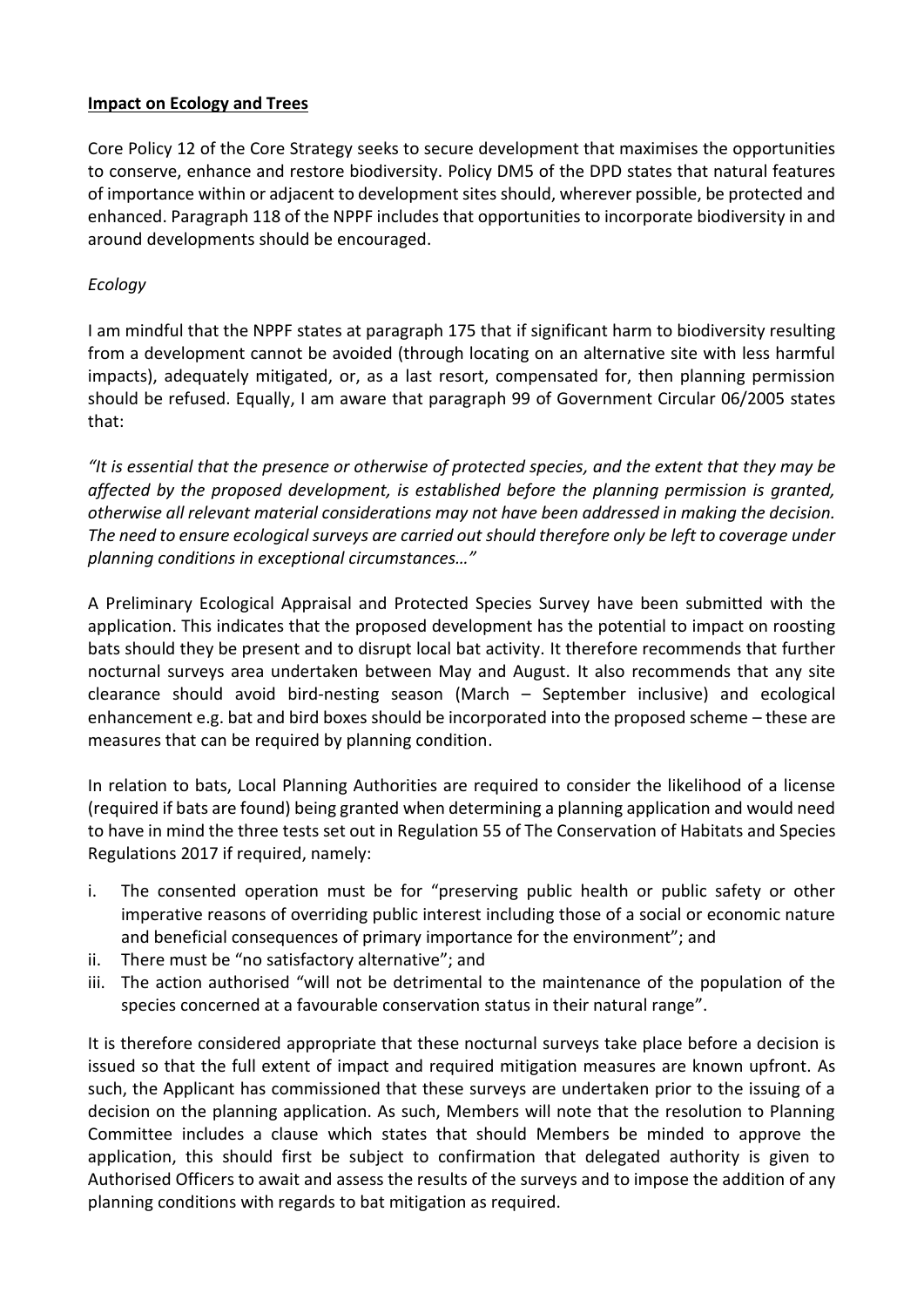**Impact on Ecology and Trees**

Core Policy 12 of the Core Strategy seeks to secure development that maximises the opportunities to conserve, enhance and restore biodiversity. Policy DM5 of the DPD states that natural features of importance within or adjacent to development sites should, wherever possible, be protected and enhanced. Paragraph 118 of the NPPF includes that opportunities to incorporate biodiversity in and around developments should be encouraged.

*Ecology*

I am mindful that the NPPF states at paragraph 175 that if significant harm to biodiversity resulting from a development cannot be avoided (through locating on an alternative site with less harmful impacts), adequately mitigated, or, as a last resort, compensated for, then planning permission should be refused. Equally, I am aware that paragraph 99 of Government Circular 06/2005 states that:

*"It is essential that the presence or otherwise of protected species, and the extent that they may be affected by the proposed development, is established before the planning permission is granted, otherwise all relevant material considerations may not have been addressed in making the decision. The need to ensure ecological surveys are carried out should therefore only be left to coverage under planning conditions in exceptional circumstances…"*

A Preliminary Ecological Appraisal and Protected Species Survey have been submitted with the application. This indicates that the proposed development has the potential to impact on roosting bats should they be present and to disrupt local bat activity. It therefore recommends that further nocturnal surveys area undertaken between May and August. It also recommends that any site clearance should avoid bird-nesting season (March – September inclusive) and ecological enhancement e.g. bat and bird boxes should be incorporated into the proposed scheme – these are measures that can be required by planning condition.

In relation to bats, Local Planning Authorities are required to consider the likelihood of a license (required if bats are found) being granted when determining a planning application and would need to have in mind the three tests set out in Regulation 55 of The Conservation of Habitats and Species Regulations 2017 if required, namely:

i. The consented operation must be for "preserving public health or public safety or other imperative reasons of overriding public interest including those of a social or economic nature and beneficial consequences of primary importance for the environment"; and
ii. There must be "no satisfactory alternative"; and
iii. The action authorised "will not be detrimental to the maintenance of the population of the species concerned at a favourable conservation status in their natural range".

It is therefore considered appropriate that these nocturnal surveys take place before a decision is issued so that the full extent of impact and required mitigation measures are known upfront. As such, the Applicant has commissioned that these surveys are undertaken prior to the issuing of a decision on the planning application. As such, Members will note that the resolution to Planning Committee includes a clause which states that should Members be minded to approve the application, this should first be subject to confirmation that delegated authority is given to Authorised Officers to await and assess the results of the surveys and to impose the addition of any planning conditions with regards to bat mitigation as required.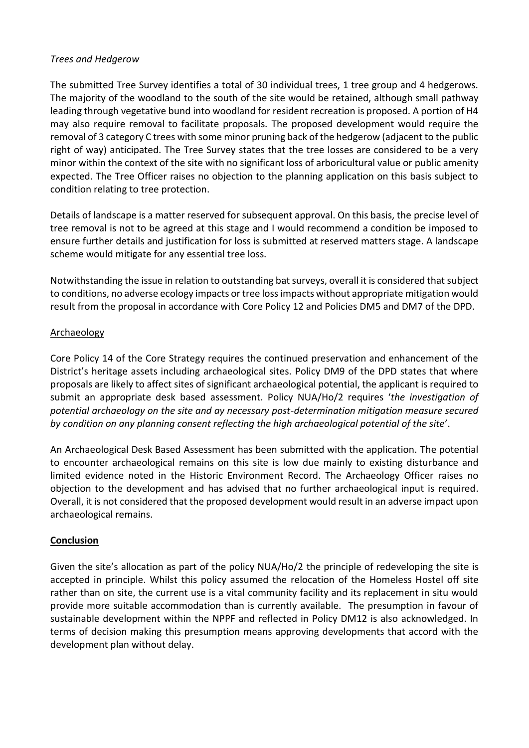*Trees and Hedgerow*

The submitted Tree Survey identifies a total of 30 individual trees, 1 tree group and 4 hedgerows. The majority of the woodland to the south of the site would be retained, although small pathway leading through vegetative bund into woodland for resident recreation is proposed. A portion of H4 may also require removal to facilitate proposals. The proposed development would require the removal of 3 category C trees with some minor pruning back of the hedgerow (adjacent to the public right of way) anticipated. The Tree Survey states that the tree losses are considered to be a very minor within the context of the site with no significant loss of arboricultural value or public amenity expected. The Tree Officer raises no objection to the planning application on this basis subject to condition relating to tree protection.

Details of landscape is a matter reserved for subsequent approval. On this basis, the precise level of tree removal is not to be agreed at this stage and I would recommend a condition be imposed to ensure further details and justification for loss is submitted at reserved matters stage. A landscape scheme would mitigate for any essential tree loss.

Notwithstanding the issue in relation to outstanding bat surveys, overall it is considered that subject to conditions, no adverse ecology impacts or tree loss impacts without appropriate mitigation would result from the proposal in accordance with Core Policy 12 and Policies DM5 and DM7 of the DPD.

Archaeology

Core Policy 14 of the Core Strategy requires the continued preservation and enhancement of the District's heritage assets including archaeological sites. Policy DM9 of the DPD states that where proposals are likely to affect sites of significant archaeological potential, the applicant is required to submit an appropriate desk based assessment. Policy NUA/Ho/2 requires '*the investigation of potential archaeology on the site and ay necessary post-determination mitigation measure secured by condition on any planning consent reflecting the high archaeological potential of the site*'.

An Archaeological Desk Based Assessment has been submitted with the application. The potential to encounter archaeological remains on this site is low due mainly to existing disturbance and limited evidence noted in the Historic Environment Record. The Archaeology Officer raises no objection to the development and has advised that no further archaeological input is required. Overall, it is not considered that the proposed development would result in an adverse impact upon archaeological remains.

**Conclusion**

Given the site's allocation as part of the policy NUA/Ho/2 the principle of redeveloping the site is accepted in principle. Whilst this policy assumed the relocation of the Homeless Hostel off site rather than on site, the current use is a vital community facility and its replacement in situ would provide more suitable accommodation than is currently available. The presumption in favour of sustainable development within the NPPF and reflected in Policy DM12 is also acknowledged. In terms of decision making this presumption means approving developments that accord with the development plan without delay.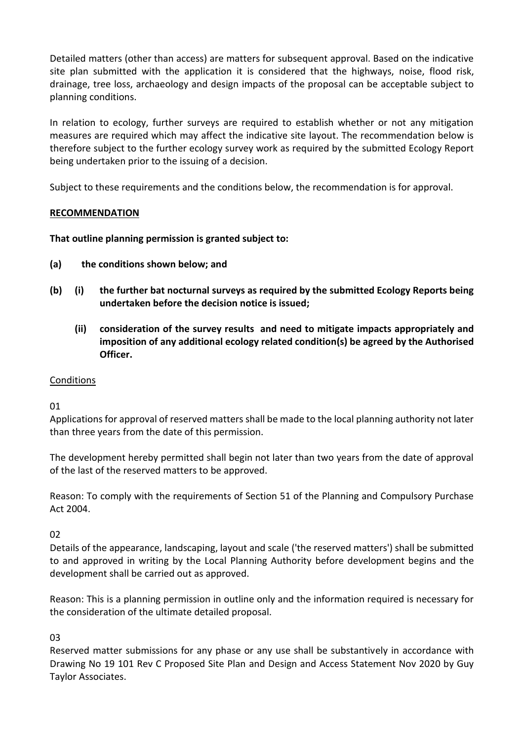Detailed matters (other than access) are matters for subsequent approval. Based on the indicative site plan submitted with the application it is considered that the highways, noise, flood risk, drainage, tree loss, archaeology and design impacts of the proposal can be acceptable subject to planning conditions.

In relation to ecology, further surveys are required to establish whether or not any mitigation measures are required which may affect the indicative site layout. The recommendation below is therefore subject to the further ecology survey work as required by the submitted Ecology Report being undertaken prior to the issuing of a decision.

Subject to these requirements and the conditions below, the recommendation is for approval.

**RECOMMENDATION**

**That outline planning permission is granted subject to:**

**(a) the conditions shown below; and**

**(b) (i) the further bat nocturnal surveys as required by the submitted Ecology Reports being undertaken before the decision notice is issued;**

**(ii) consideration of the survey results and need to mitigate impacts appropriately and imposition of any additional ecology related condition(s) be agreed by the Authorised Officer.**

Conditions

01

Applications for approval of reserved matters shall be made to the local planning authority not later than three years from the date of this permission.

The development hereby permitted shall begin not later than two years from the date of approval of the last of the reserved matters to be approved.

Reason: To comply with the requirements of Section 51 of the Planning and Compulsory Purchase Act 2004.

02

Details of the appearance, landscaping, layout and scale ('the reserved matters') shall be submitted to and approved in writing by the Local Planning Authority before development begins and the development shall be carried out as approved.

Reason: This is a planning permission in outline only and the information required is necessary for the consideration of the ultimate detailed proposal.

03

Reserved matter submissions for any phase or any use shall be substantively in accordance with Drawing No 19 101 Rev C Proposed Site Plan and Design and Access Statement Nov 2020 by Guy Taylor Associates.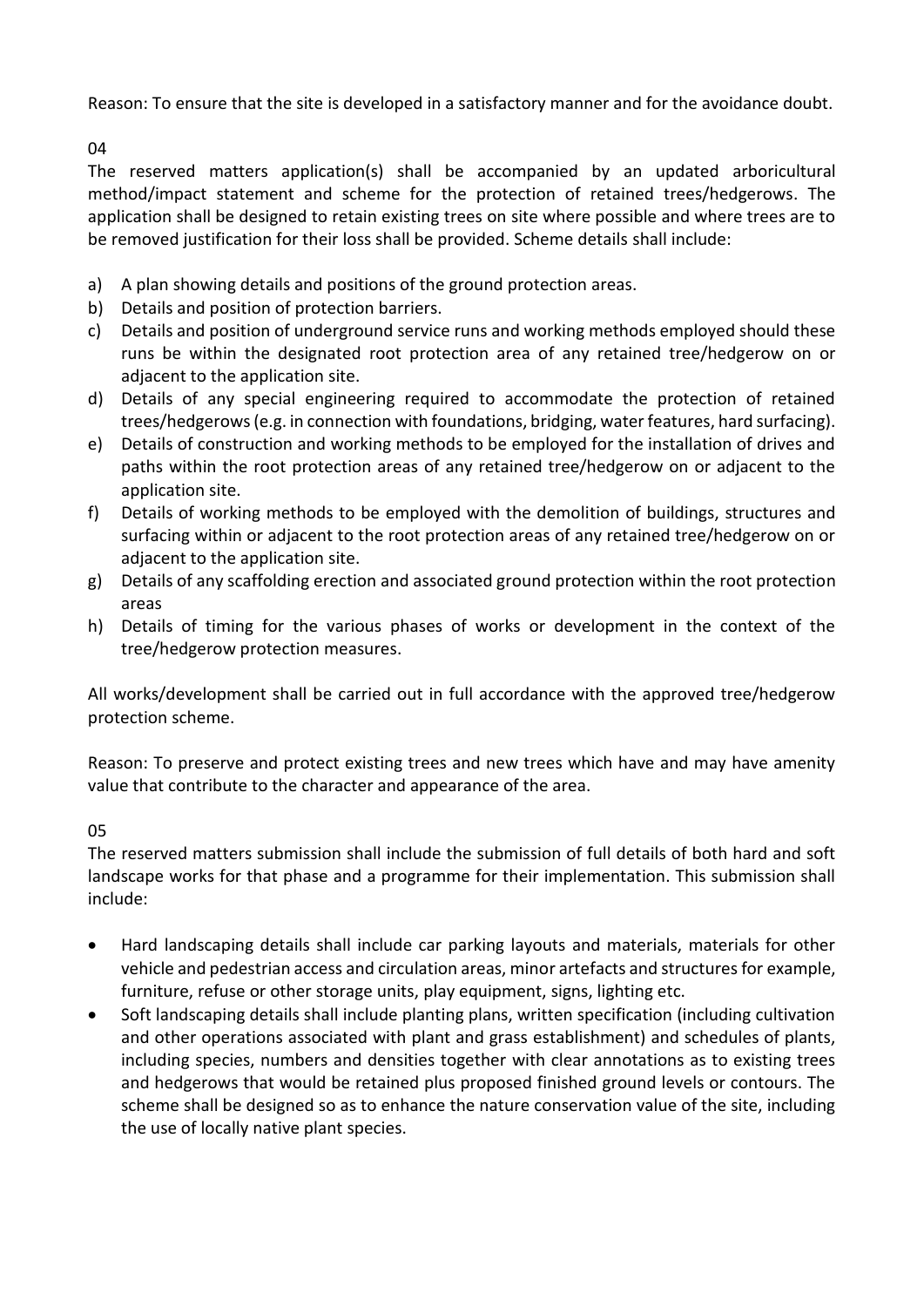Reason: To ensure that the site is developed in a satisfactory manner and for the avoidance doubt.

04

The reserved matters application(s) shall be accompanied by an updated arboricultural method/impact statement and scheme for the protection of retained trees/hedgerows. The application shall be designed to retain existing trees on site where possible and where trees are to be removed justification for their loss shall be provided. Scheme details shall include:

a) A plan showing details and positions of the ground protection areas.
b) Details and position of protection barriers.
c) Details and position of underground service runs and working methods employed should these runs be within the designated root protection area of any retained tree/hedgerow on or adjacent to the application site.
d) Details of any special engineering required to accommodate the protection of retained trees/hedgerows (e.g. in connection with foundations, bridging, water features, hard surfacing).
e) Details of construction and working methods to be employed for the installation of drives and paths within the root protection areas of any retained tree/hedgerow on or adjacent to the application site.
f) Details of working methods to be employed with the demolition of buildings, structures and surfacing within or adjacent to the root protection areas of any retained tree/hedgerow on or adjacent to the application site.
g) Details of any scaffolding erection and associated ground protection within the root protection areas
h) Details of timing for the various phases of works or development in the context of the tree/hedgerow protection measures.

All works/development shall be carried out in full accordance with the approved tree/hedgerow protection scheme.

Reason: To preserve and protect existing trees and new trees which have and may have amenity value that contribute to the character and appearance of the area.

05

The reserved matters submission shall include the submission of full details of both hard and soft landscape works for that phase and a programme for their implementation. This submission shall include:

- Hard landscaping details shall include car parking layouts and materials, materials for other vehicle and pedestrian access and circulation areas, minor artefacts and structures for example, furniture, refuse or other storage units, play equipment, signs, lighting etc.
- Soft landscaping details shall include planting plans, written specification (including cultivation and other operations associated with plant and grass establishment) and schedules of plants, including species, numbers and densities together with clear annotations as to existing trees and hedgerows that would be retained plus proposed finished ground levels or contours. The scheme shall be designed so as to enhance the nature conservation value of the site, including the use of locally native plant species.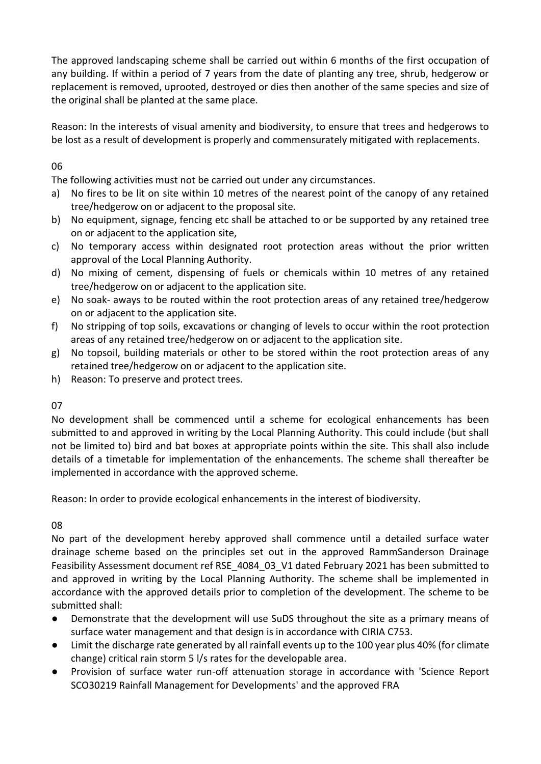The approved landscaping scheme shall be carried out within 6 months of the first occupation of any building. If within a period of 7 years from the date of planting any tree, shrub, hedgerow or replacement is removed, uprooted, destroyed or dies then another of the same species and size of the original shall be planted at the same place.

Reason: In the interests of visual amenity and biodiversity, to ensure that trees and hedgerows to be lost as a result of development is properly and commensurately mitigated with replacements.

06

The following activities must not be carried out under any circumstances.

a) No fires to be lit on site within 10 metres of the nearest point of the canopy of any retained tree/hedgerow on or adjacent to the proposal site.
b) No equipment, signage, fencing etc shall be attached to or be supported by any retained tree on or adjacent to the application site,
c) No temporary access within designated root protection areas without the prior written approval of the Local Planning Authority.
d) No mixing of cement, dispensing of fuels or chemicals within 10 metres of any retained tree/hedgerow on or adjacent to the application site.
e) No soak- aways to be routed within the root protection areas of any retained tree/hedgerow on or adjacent to the application site.
f) No stripping of top soils, excavations or changing of levels to occur within the root protection areas of any retained tree/hedgerow on or adjacent to the application site.
g) No topsoil, building materials or other to be stored within the root protection areas of any retained tree/hedgerow on or adjacent to the application site.
h) Reason: To preserve and protect trees.

07

No development shall be commenced until a scheme for ecological enhancements has been submitted to and approved in writing by the Local Planning Authority. This could include (but shall not be limited to) bird and bat boxes at appropriate points within the site. This shall also include details of a timetable for implementation of the enhancements. The scheme shall thereafter be implemented in accordance with the approved scheme.

Reason: In order to provide ecological enhancements in the interest of biodiversity.

08

No part of the development hereby approved shall commence until a detailed surface water drainage scheme based on the principles set out in the approved RammSanderson Drainage Feasibility Assessment document ref RSE_4084_03_V1 dated February 2021 has been submitted to and approved in writing by the Local Planning Authority. The scheme shall be implemented in accordance with the approved details prior to completion of the development. The scheme to be submitted shall:

- Demonstrate that the development will use SuDS throughout the site as a primary means of surface water management and that design is in accordance with CIRIA C753.
- Limit the discharge rate generated by all rainfall events up to the 100 year plus 40% (for climate change) critical rain storm 5 l/s rates for the developable area.
- Provision of surface water run-off attenuation storage in accordance with 'Science Report SCO30219 Rainfall Management for Developments' and the approved FRA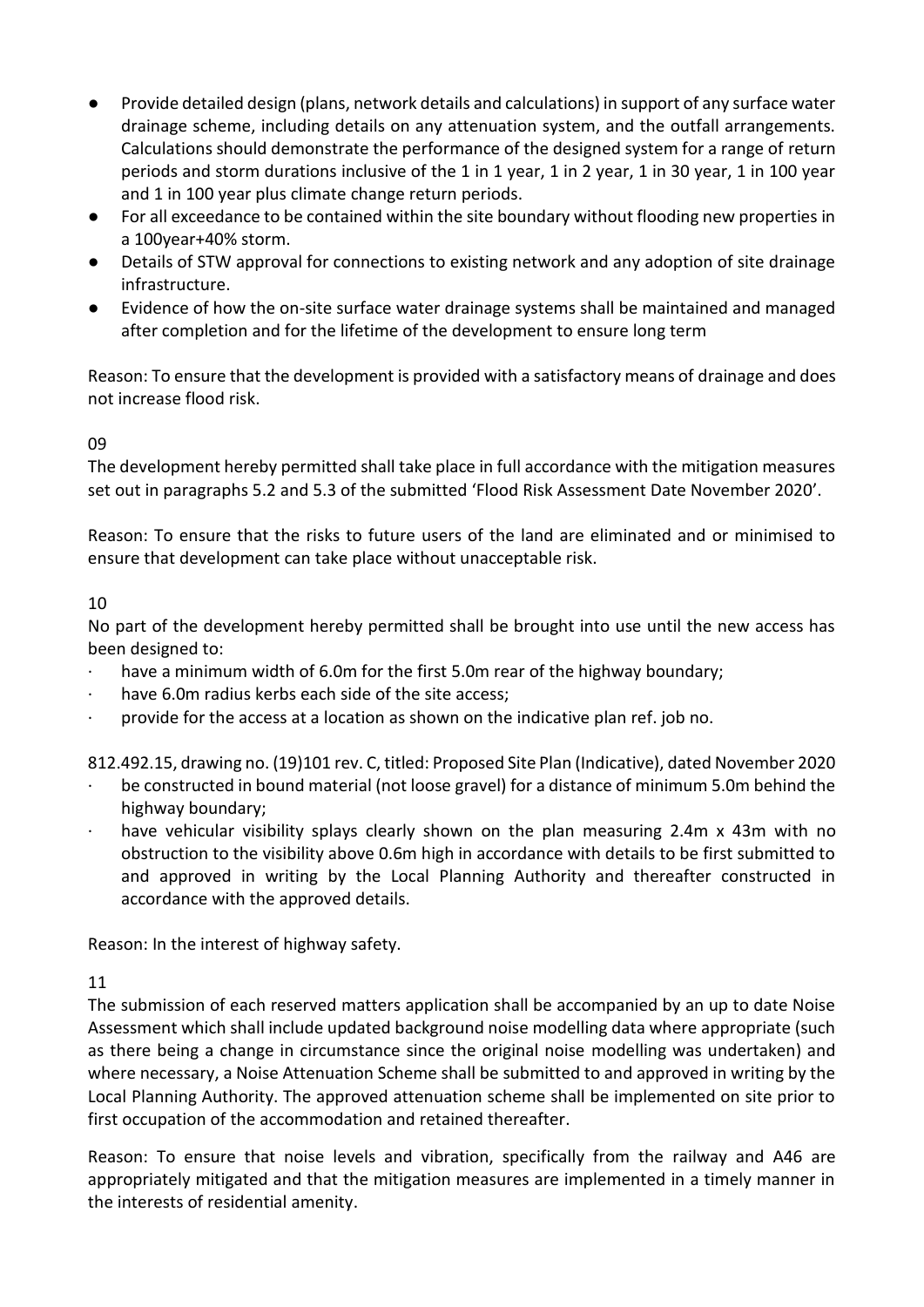- Provide detailed design (plans, network details and calculations) in support of any surface water drainage scheme, including details on any attenuation system, and the outfall arrangements. Calculations should demonstrate the performance of the designed system for a range of return periods and storm durations inclusive of the 1 in 1 year, 1 in 2 year, 1 in 30 year, 1 in 100 year and 1 in 100 year plus climate change return periods.
- For all exceedance to be contained within the site boundary without flooding new properties in a 100year+40% storm.
- Details of STW approval for connections to existing network and any adoption of site drainage infrastructure.
- Evidence of how the on-site surface water drainage systems shall be maintained and managed after completion and for the lifetime of the development to ensure long term

Reason: To ensure that the development is provided with a satisfactory means of drainage and does not increase flood risk.

09

The development hereby permitted shall take place in full accordance with the mitigation measures set out in paragraphs 5.2 and 5.3 of the submitted 'Flood Risk Assessment Date November 2020'.

Reason: To ensure that the risks to future users of the land are eliminated and or minimised to ensure that development can take place without unacceptable risk.

10

No part of the development hereby permitted shall be brought into use until the new access has been designed to:

- have a minimum width of 6.0m for the first 5.0m rear of the highway boundary;
- have 6.0m radius kerbs each side of the site access;
- provide for the access at a location as shown on the indicative plan ref. job no.

812.492.15, drawing no. (19)101 rev. C, titled: Proposed Site Plan (Indicative), dated November 2020

- be constructed in bound material (not loose gravel) for a distance of minimum 5.0m behind the highway boundary;
- have vehicular visibility splays clearly shown on the plan measuring 2.4m x 43m with no obstruction to the visibility above 0.6m high in accordance with details to be first submitted to and approved in writing by the Local Planning Authority and thereafter constructed in accordance with the approved details.

Reason: In the interest of highway safety.

11

The submission of each reserved matters application shall be accompanied by an up to date Noise Assessment which shall include updated background noise modelling data where appropriate (such as there being a change in circumstance since the original noise modelling was undertaken) and where necessary, a Noise Attenuation Scheme shall be submitted to and approved in writing by the Local Planning Authority. The approved attenuation scheme shall be implemented on site prior to first occupation of the accommodation and retained thereafter.

Reason: To ensure that noise levels and vibration, specifically from the railway and A46 are appropriately mitigated and that the mitigation measures are implemented in a timely manner in the interests of residential amenity.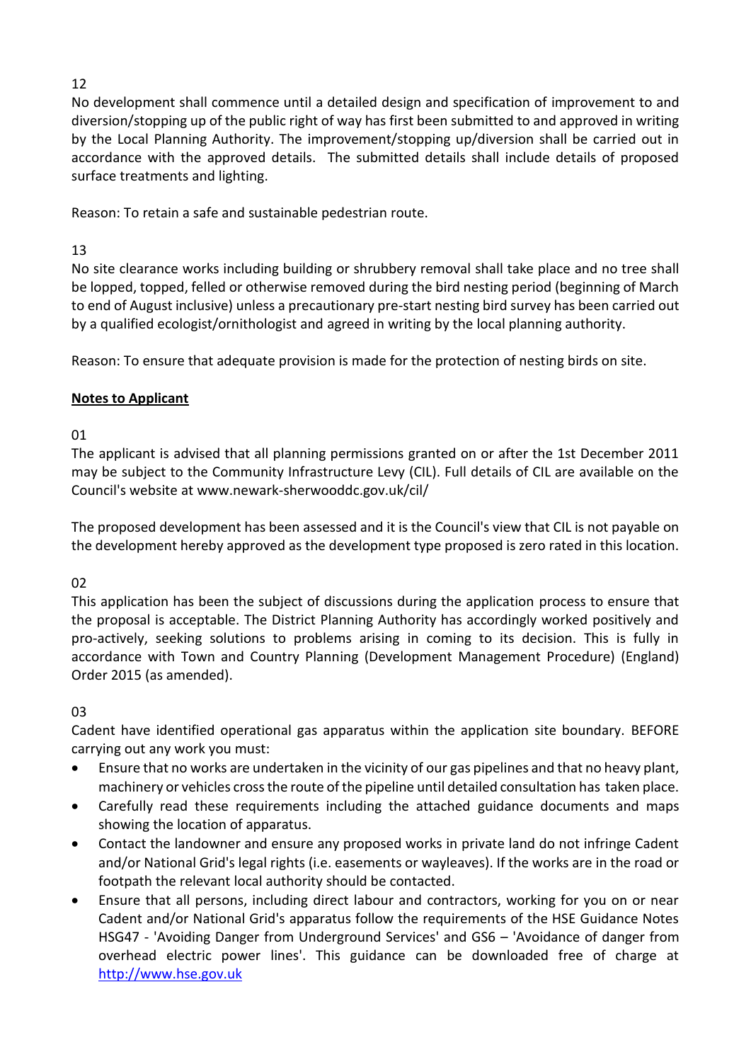12

No development shall commence until a detailed design and specification of improvement to and diversion/stopping up of the public right of way has first been submitted to and approved in writing by the Local Planning Authority. The improvement/stopping up/diversion shall be carried out in accordance with the approved details. The submitted details shall include details of proposed surface treatments and lighting.

Reason: To retain a safe and sustainable pedestrian route.

13

No site clearance works including building or shrubbery removal shall take place and no tree shall be lopped, topped, felled or otherwise removed during the bird nesting period (beginning of March to end of August inclusive) unless a precautionary pre-start nesting bird survey has been carried out by a qualified ecologist/ornithologist and agreed in writing by the local planning authority.

Reason: To ensure that adequate provision is made for the protection of nesting birds on site.

**Notes to Applicant**

01

The applicant is advised that all planning permissions granted on or after the 1st December 2011 may be subject to the Community Infrastructure Levy (CIL). Full details of CIL are available on the Council's website at www.newark-sherwooddc.gov.uk/cil/

The proposed development has been assessed and it is the Council's view that CIL is not payable on the development hereby approved as the development type proposed is zero rated in this location.

02

This application has been the subject of discussions during the application process to ensure that the proposal is acceptable. The District Planning Authority has accordingly worked positively and pro-actively, seeking solutions to problems arising in coming to its decision. This is fully in accordance with Town and Country Planning (Development Management Procedure) (England) Order 2015 (as amended).

03

Cadent have identified operational gas apparatus within the application site boundary. BEFORE carrying out any work you must:

- Ensure that no works are undertaken in the vicinity of our gas pipelines and that no heavy plant, machinery or vehicles cross the route of the pipeline until detailed consultation has taken place.
- Carefully read these requirements including the attached guidance documents and maps showing the location of apparatus.
- Contact the landowner and ensure any proposed works in private land do not infringe Cadent and/or National Grid's legal rights (i.e. easements or wayleaves). If the works are in the road or footpath the relevant local authority should be contacted.
- Ensure that all persons, including direct labour and contractors, working for you on or near Cadent and/or National Grid's apparatus follow the requirements of the HSE Guidance Notes HSG47 - 'Avoiding Danger from Underground Services' and GS6 – 'Avoidance of danger from overhead electric power lines'. This guidance can be downloaded free of charge at http://www.hse.gov.uk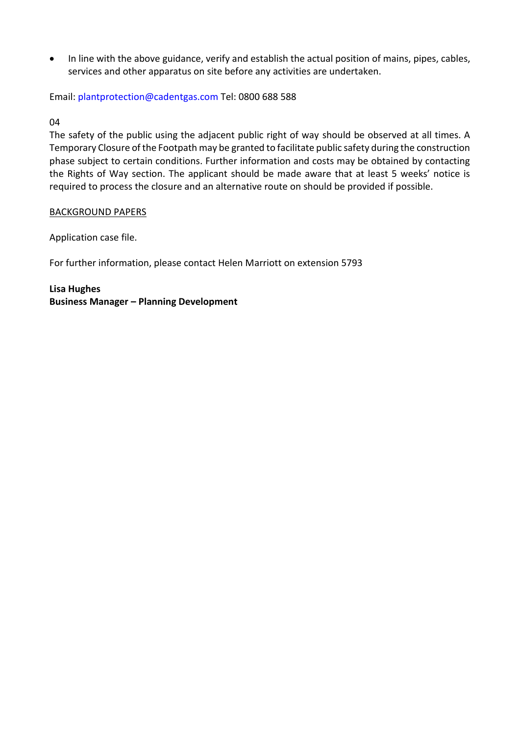- In line with the above guidance, verify and establish the actual position of mains, pipes, cables, services and other apparatus on site before any activities are undertaken.

Email: plantprotection@cadentgas.com Tel: 0800 688 588

04

The safety of the public using the adjacent public right of way should be observed at all times. A Temporary Closure of the Footpath may be granted to facilitate public safety during the construction phase subject to certain conditions. Further information and costs may be obtained by contacting the Rights of Way section. The applicant should be made aware that at least 5 weeks' notice is required to process the closure and an alternative route on should be provided if possible.

BACKGROUND PAPERS

Application case file.

For further information, please contact Helen Marriott on extension 5793

**Lisa Hughes**
**Business Manager – Planning Development**